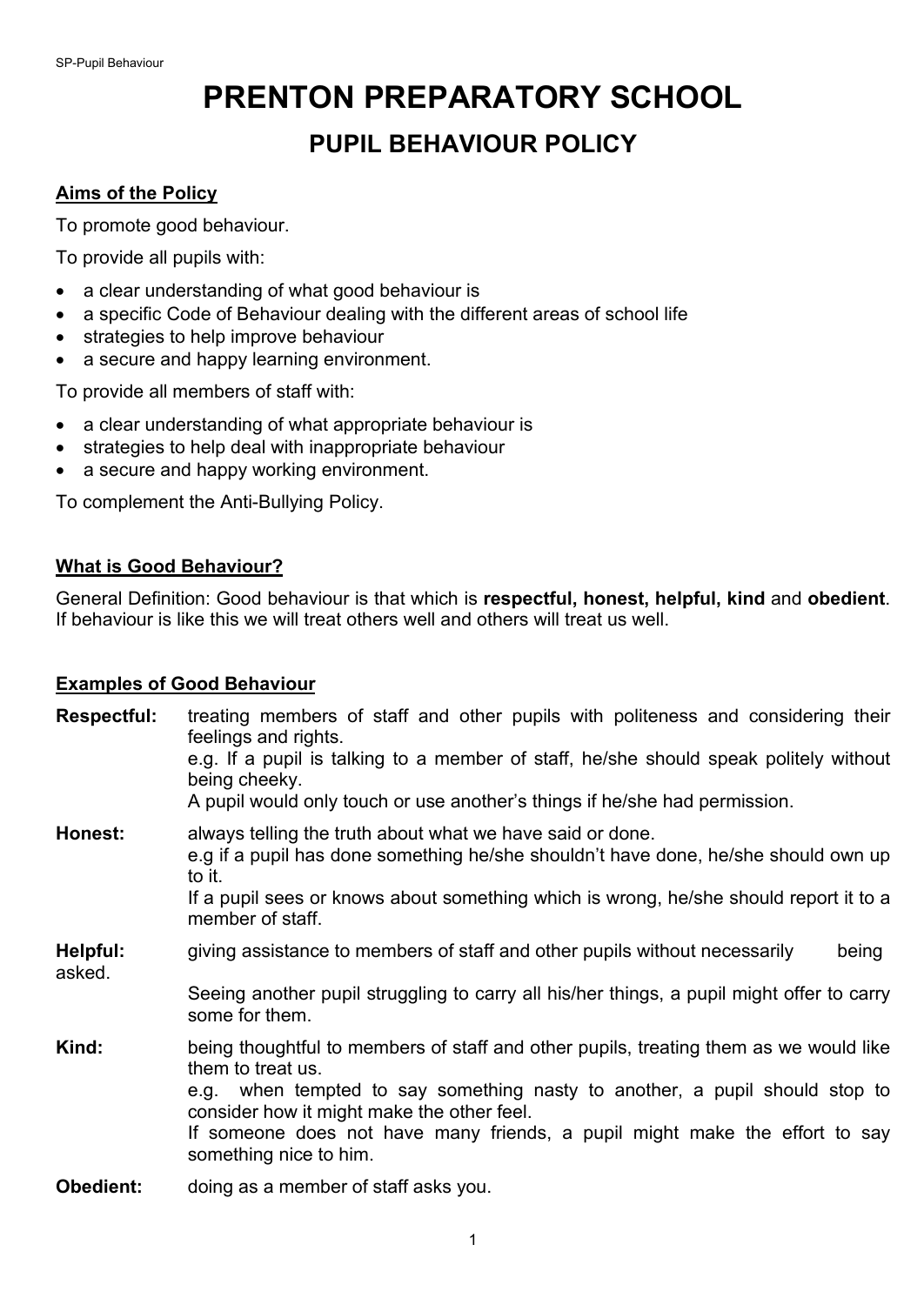# PRENTON PREPARATORY SCHOOL

## PUPIL BEHAVIOUR POLICY

### Aims of the Policy

To promote good behaviour.

To provide all pupils with:

- a clear understanding of what good behaviour is
- a specific Code of Behaviour dealing with the different areas of school life
- strategies to help improve behaviour
- a secure and happy learning environment.

To provide all members of staff with:

- a clear understanding of what appropriate behaviour is
- strategies to help deal with inappropriate behaviour
- a secure and happy working environment.

To complement the Anti-Bullying Policy.

### What is Good Behaviour?

General Definition: Good behaviour is that which is **respectful, honest, helpful, kind** and **obedient**. If behaviour is like this we will treat others well and others will treat us well.

### Examples of Good Behaviour

**Respectful:** treating members of staff and other pupils with politeness and considering their feelings and rights.
e.g. If a pupil is talking to a member of staff, he/she should speak politely without being cheeky.
A pupil would only touch or use another's things if he/she had permission.

**Honest:** always telling the truth about what we have said or done.
e.g if a pupil has done something he/she shouldn't have done, he/she should own up to it.
If a pupil sees or knows about something which is wrong, he/she should report it to a member of staff.

**Helpful:** giving assistance to members of staff and other pupils without necessarily being asked.
Seeing another pupil struggling to carry all his/her things, a pupil might offer to carry some for them.

**Kind:** being thoughtful to members of staff and other pupils, treating them as we would like them to treat us.
e.g. when tempted to say something nasty to another, a pupil should stop to consider how it might make the other feel.
If someone does not have many friends, a pupil might make the effort to say something nice to him.

**Obedient:** doing as a member of staff asks you.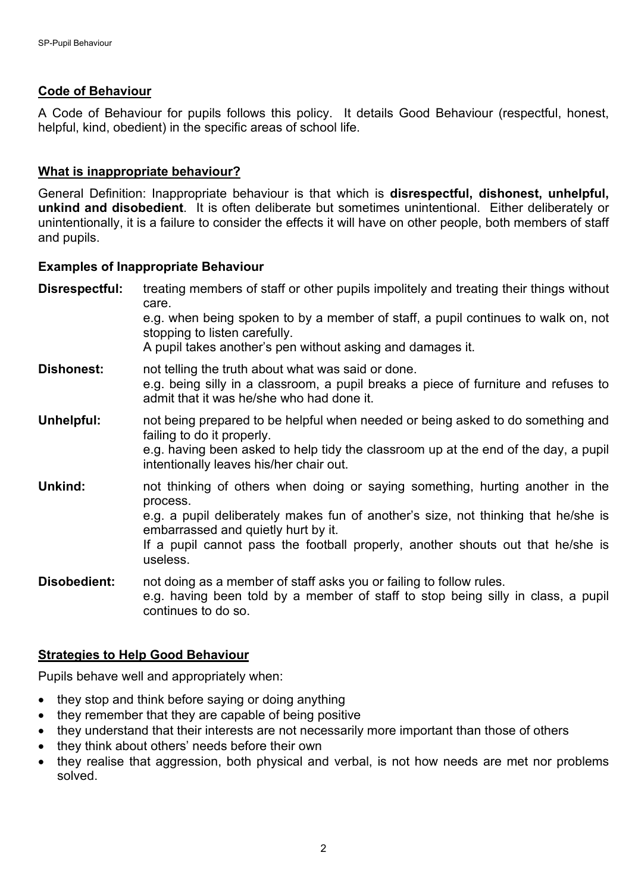## Code of Behaviour

A Code of Behaviour for pupils follows this policy. It details Good Behaviour (respectful, honest, helpful, kind, obedient) in the specific areas of school life.

## What is inappropriate behaviour?

General Definition: Inappropriate behaviour is that which is **disrespectful, dishonest, unhelpful, unkind and disobedient**. It is often deliberate but sometimes unintentional. Either deliberately or unintentionally, it is a failure to consider the effects it will have on other people, both members of staff and pupils.

### Examples of Inappropriate Behaviour

**Disrespectful:** treating members of staff or other pupils impolitely and treating their things without care.
e.g. when being spoken to by a member of staff, a pupil continues to walk on, not stopping to listen carefully.
A pupil takes another's pen without asking and damages it.

**Dishonest:** not telling the truth about what was said or done.
e.g. being silly in a classroom, a pupil breaks a piece of furniture and refuses to admit that it was he/she who had done it.

**Unhelpful:** not being prepared to be helpful when needed or being asked to do something and failing to do it properly.
e.g. having been asked to help tidy the classroom up at the end of the day, a pupil intentionally leaves his/her chair out.

**Unkind:** not thinking of others when doing or saying something, hurting another in the process.
e.g. a pupil deliberately makes fun of another's size, not thinking that he/she is embarrassed and quietly hurt by it.
If a pupil cannot pass the football properly, another shouts out that he/she is useless.

**Disobedient:** not doing as a member of staff asks you or failing to follow rules.
e.g. having been told by a member of staff to stop being silly in class, a pupil continues to do so.

## Strategies to Help Good Behaviour

Pupils behave well and appropriately when:

- they stop and think before saying or doing anything
- they remember that they are capable of being positive
- they understand that their interests are not necessarily more important than those of others
- they think about others' needs before their own
- they realise that aggression, both physical and verbal, is not how needs are met nor problems solved.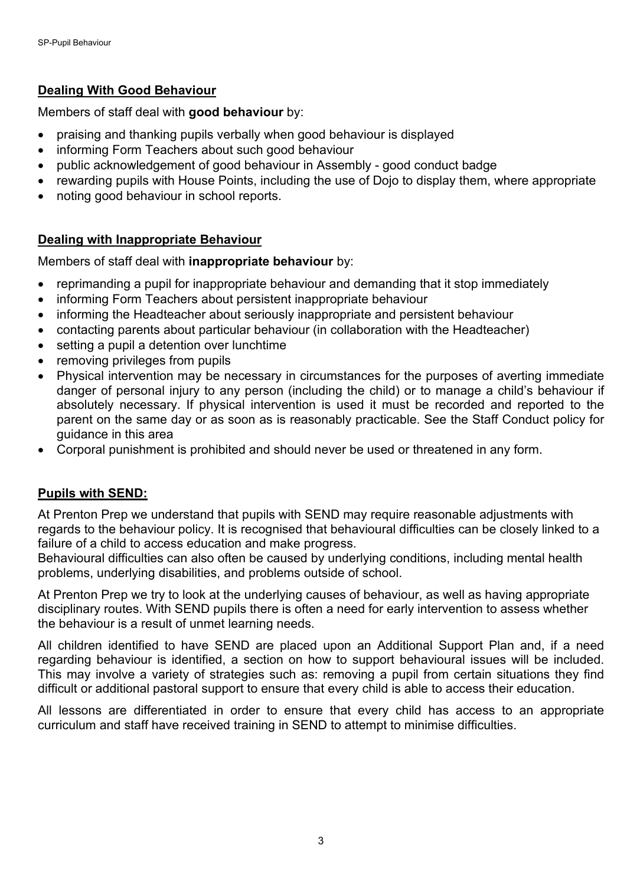## Dealing With Good Behaviour

Members of staff deal with **good behaviour** by:

- praising and thanking pupils verbally when good behaviour is displayed
- informing Form Teachers about such good behaviour
- public acknowledgement of good behaviour in Assembly - good conduct badge
- rewarding pupils with House Points, including the use of Dojo to display them, where appropriate
- noting good behaviour in school reports.

## Dealing with Inappropriate Behaviour

Members of staff deal with **inappropriate behaviour** by:

- reprimanding a pupil for inappropriate behaviour and demanding that it stop immediately
- informing Form Teachers about persistent inappropriate behaviour
- informing the Headteacher about seriously inappropriate and persistent behaviour
- contacting parents about particular behaviour (in collaboration with the Headteacher)
- setting a pupil a detention over lunchtime
- removing privileges from pupils
- Physical intervention may be necessary in circumstances for the purposes of averting immediate danger of personal injury to any person (including the child) or to manage a child's behaviour if absolutely necessary. If physical intervention is used it must be recorded and reported to the parent on the same day or as soon as is reasonably practicable. See the Staff Conduct policy for guidance in this area
- Corporal punishment is prohibited and should never be used or threatened in any form.

## Pupils with SEND:

At Prenton Prep we understand that pupils with SEND may require reasonable adjustments with regards to the behaviour policy. It is recognised that behavioural difficulties can be closely linked to a failure of a child to access education and make progress.
Behavioural difficulties can also often be caused by underlying conditions, including mental health problems, underlying disabilities, and problems outside of school.

At Prenton Prep we try to look at the underlying causes of behaviour, as well as having appropriate disciplinary routes. With SEND pupils there is often a need for early intervention to assess whether the behaviour is a result of unmet learning needs.

All children identified to have SEND are placed upon an Additional Support Plan and, if a need regarding behaviour is identified, a section on how to support behavioural issues will be included. This may involve a variety of strategies such as: removing a pupil from certain situations they find difficult or additional pastoral support to ensure that every child is able to access their education.

All lessons are differentiated in order to ensure that every child has access to an appropriate curriculum and staff have received training in SEND to attempt to minimise difficulties.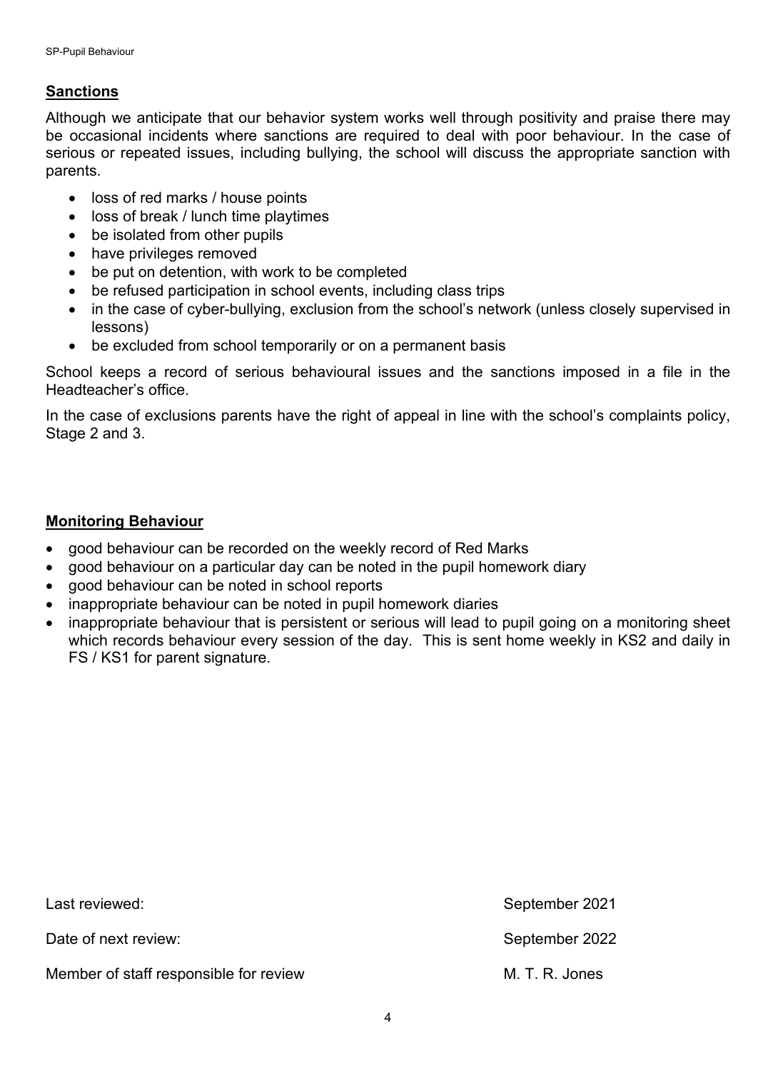## Sanctions

Although we anticipate that our behavior system works well through positivity and praise there may be occasional incidents where sanctions are required to deal with poor behaviour. In the case of serious or repeated issues, including bullying, the school will discuss the appropriate sanction with parents.

- loss of red marks / house points
- loss of break / lunch time playtimes
- be isolated from other pupils
- have privileges removed
- be put on detention, with work to be completed
- be refused participation in school events, including class trips
- in the case of cyber-bullying, exclusion from the school's network (unless closely supervised in lessons)
- be excluded from school temporarily or on a permanent basis

School keeps a record of serious behavioural issues and the sanctions imposed in a file in the Headteacher's office.

In the case of exclusions parents have the right of appeal in line with the school's complaints policy, Stage 2 and 3.

## Monitoring Behaviour

- good behaviour can be recorded on the weekly record of Red Marks
- good behaviour on a particular day can be noted in the pupil homework diary
- good behaviour can be noted in school reports
- inappropriate behaviour can be noted in pupil homework diaries
- inappropriate behaviour that is persistent or serious will lead to pupil going on a monitoring sheet which records behaviour every session of the day. This is sent home weekly in KS2 and daily in FS / KS1 for parent signature.

| | |
|---|---|
| Last reviewed: | September 2021 |
| Date of next review: | September 2022 |
| Member of staff responsible for review | M. T. R. Jones |